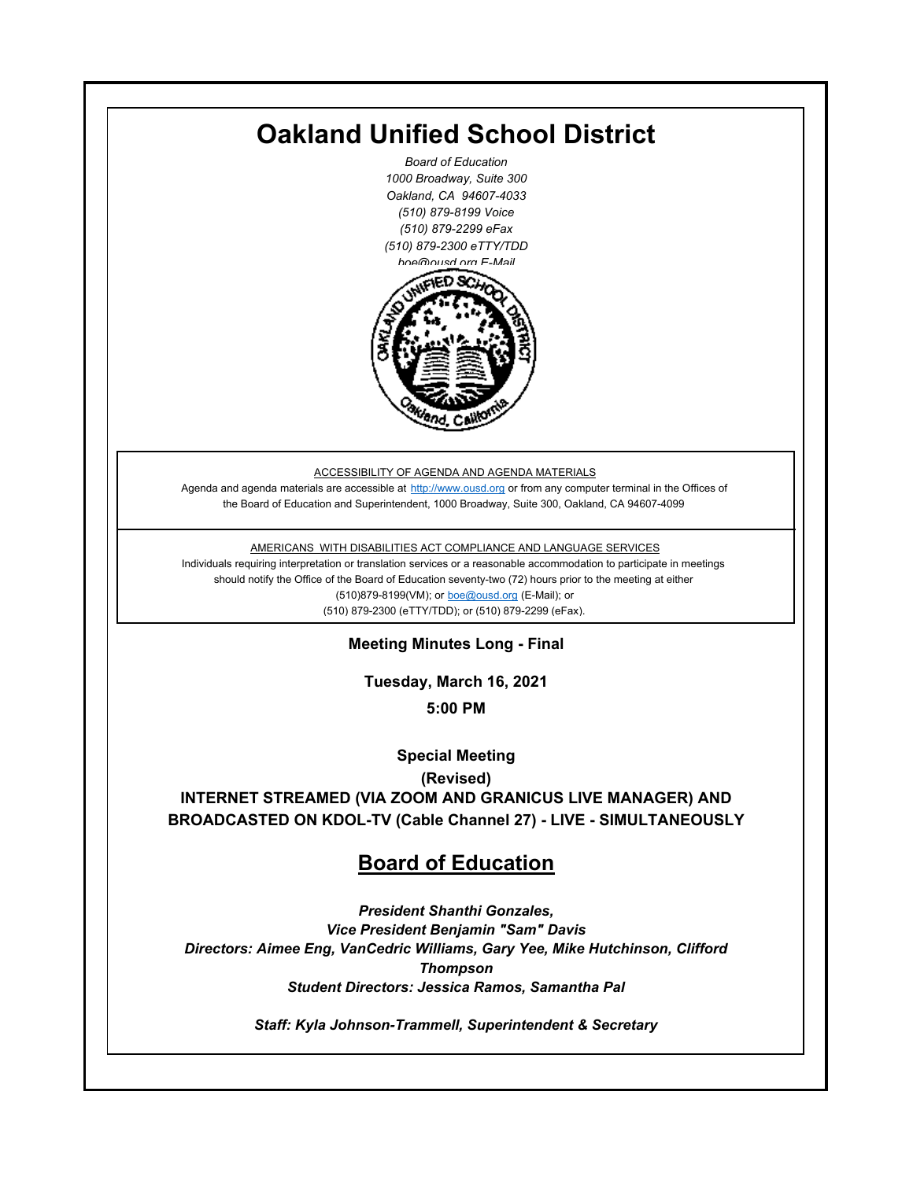# Oakland Unified School District

*Board of Education*
*1000 Broadway, Suite 300*
*Oakland, CA 94607-4033*
*(510) 879-8199 Voice*
*(510) 879-2299 eFax*
*(510) 879-2300 eTTY/TDD*
*boe@ousd.org E-Mail*

ACCESSIBILITY OF AGENDA AND AGENDA MATERIALS

Agenda and agenda materials are accessible at http://www.ousd.org or from any computer terminal in the Offices of the Board of Education and Superintendent, 1000 Broadway, Suite 300, Oakland, CA 94607-4099

AMERICANS WITH DISABILITIES ACT COMPLIANCE AND LANGUAGE SERVICES

Individuals requiring interpretation or translation services or a reasonable accommodation to participate in meetings should notify the Office of the Board of Education seventy-two (72) hours prior to the meeting at either (510)879-8199(VM); or boe@ousd.org (E-Mail); or (510) 879-2300 (eTTY/TDD); or (510) 879-2299 (eFax).

**Meeting Minutes Long - Final**

**Tuesday, March 16, 2021**

**5:00 PM**

**Special Meeting**

**(Revised)**

**INTERNET STREAMED (VIA ZOOM AND GRANICUS LIVE MANAGER) AND BROADCASTED ON KDOL-TV (Cable Channel 27) - LIVE - SIMULTANEOUSLY**

## Board of Education

***President Shanthi Gonzales,***
***Vice President Benjamin "Sam" Davis***
***Directors: Aimee Eng, VanCedric Williams, Gary Yee, Mike Hutchinson, Clifford Thompson***
***Student Directors: Jessica Ramos, Samantha Pal***

***Staff: Kyla Johnson-Trammell, Superintendent & Secretary***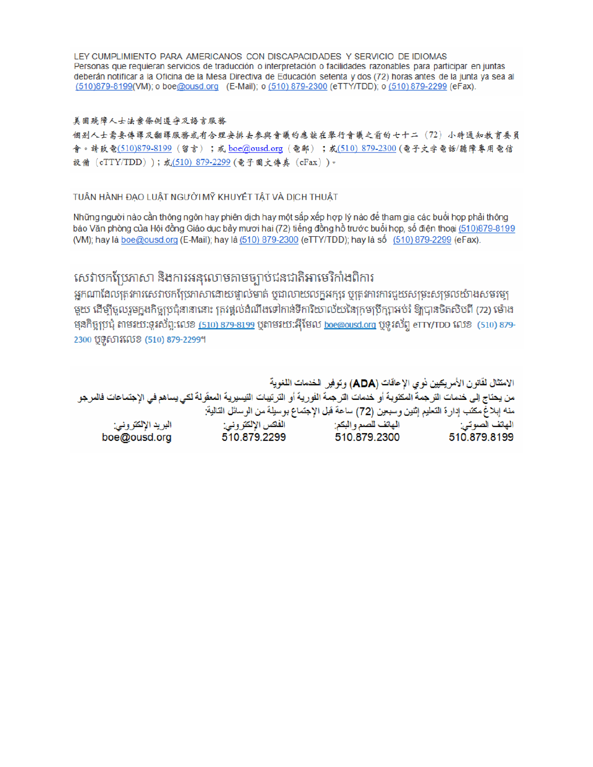LEY CUMPLIMIENTO PARA AMERICANOS CON DISCAPACIDADES Y SERVICIO DE IDIOMAS

Personas que requieran servicios de traducción o interpretación o facilidades razonables para participar en juntas deberán notificar a la Oficina de la Mesa Directiva de Educación setenta y dos (72) horas antes de la junta ya sea al (510)879-8199(VM); o boe@ousd.org (E-Mail); o (510) 879-2300 (eTTY/TDD); o (510) 879-2299 (eFax).

美國殘障人士法案條例遵守及語言服務

個別人士需要傳譯及翻譯服務或有合理安排去參與會議的應該在舉行會議之前的七十二（72）小時通知教育委員會。請致電(510)879-8199（留言）；或 boe@ousd.org（電郵）；或(510) 879-2300（電子文字電話/聽障專用電信設備（eTTY/TDD））；或(510) 879-2299（電子圖文傳真（eFax））。

TUÂN HÀNH ĐẠO LUẬT NGƯỜI MỸ KHUYẾT TẬT VÀ DỊCH THUẬT

Những người nào cần thông ngôn hay phiên dịch hay một sắp xếp hợp lý nào để tham gia các buổi họp phải thông báo Văn phòng của Hội đồng Giáo dục bảy mươi hai (72) tiếng đồng hồ trước buổi họp, số điện thoại (510)879-8199 (VM); hay là boe@ousd.org (E-Mail); hay là (510) 879-2300 (eTTY/TDD); hay là số (510) 879-2299 (eFax).

សេវាបកប្រែភាសា និងការអនុលោមតាមច្បាប់ជនជាតិអាមេរិកាំងពិការ

អ្នកណាដែលត្រូវការសេវាបកប្រែភាសាដោយផ្ទាល់មាត់ ឬជាលាយលក្ខអក្សរ ឬត្រូវការការជួយសម្រះសម្រួលយ៉ាងសមរម្យមួយ ដើម្បីចូលរួមក្នុងកិច្ចប្រជុំនានានោះ ត្រូវផ្តល់ដំណឹងទៅកាន់ទីការិយាល័យនៃក្រុមប្រឹក្សាអប់រំ ឱ្យបានចិតសិបពីរ (72) ម៉ោង មុនកិច្ចប្រជុំ តាមរយៈទូរស័ព្ទ:លេខ (510) 879-8199 ឬតាមរយៈអ៊ីមែល boe@ousd.org ឬទូរស័ព្ទ eTTY/TDD លេខ (510) 879-2300 ឬទូសារលេខ (510) 879-2299។

الامتثال لقانون الأمريكيين ذوي الإعاقات (ADA) وتوفير الخدمات اللغوية

من يحتاج إلى خدمات الترجمة المكتوبة أو خدمات الترجمة الفورية أو الترتيبات التيسيرية المعقولة لكي يساهم في الإجتماعات فالمرجو منه إبلاغ مكتب إدارة التعليم إثنين وسبعين (72) ساعة قبل الإجتماع بوسيلة من الوسائل التالية:

| الهاتف الصوتي: | الهاتف للصم والبكم: | الفاكس الإلكتروني: | البريد الإلكتروني: |
|---|---|---|---|
| 510.879.8199 | 510.879.2300 | 510.879.2299 | boe@ousd.org |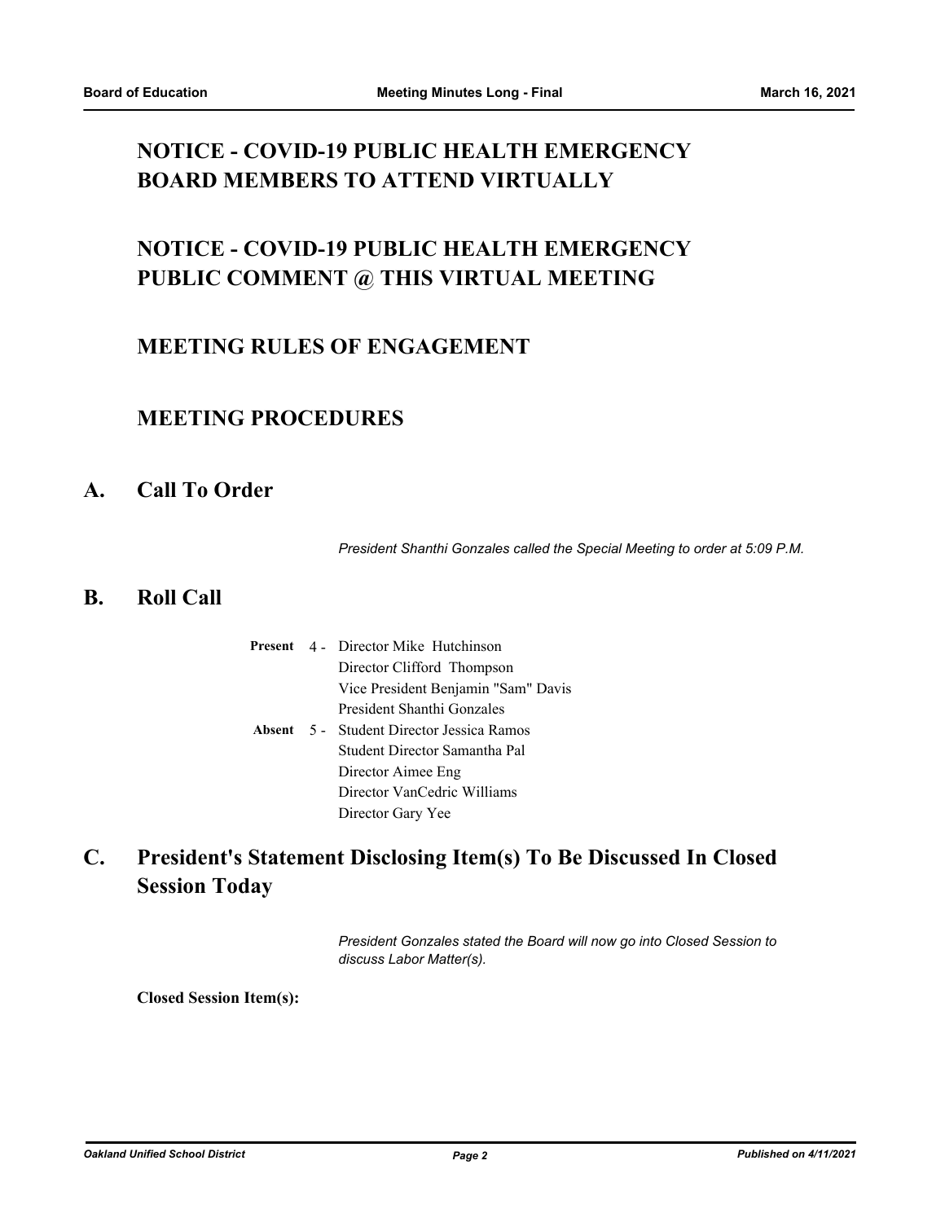## NOTICE - COVID-19 PUBLIC HEALTH EMERGENCY BOARD MEMBERS TO ATTEND VIRTUALLY

## NOTICE - COVID-19 PUBLIC HEALTH EMERGENCY PUBLIC COMMENT @ THIS VIRTUAL MEETING

## MEETING RULES OF ENGAGEMENT

## MEETING PROCEDURES

# A. Call To Order

*President Shanthi Gonzales called the Special Meeting to order at 5:09 P.M.*

# B. Roll Call

**Present** 4 - Director Mike Hutchinson
Director Clifford Thompson
Vice President Benjamin "Sam" Davis
President Shanthi Gonzales

**Absent** 5 - Student Director Jessica Ramos
Student Director Samantha Pal
Director Aimee Eng
Director VanCedric Williams
Director Gary Yee

# C. President's Statement Disclosing Item(s) To Be Discussed In Closed Session Today

*President Gonzales stated the Board will now go into Closed Session to discuss Labor Matter(s).*

**Closed Session Item(s):**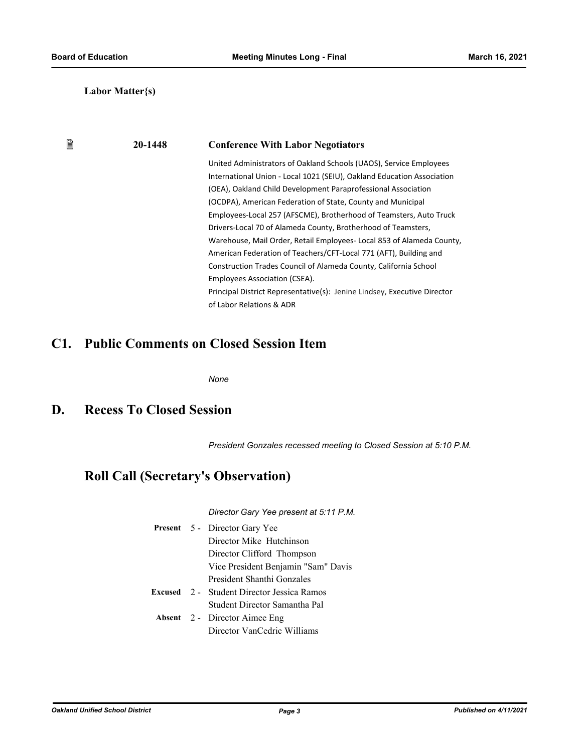**Labor Matter{s)**

**20-1448** **Conference With Labor Negotiators**

United Administrators of Oakland Schools (UAOS), Service Employees International Union - Local 1021 (SEIU), Oakland Education Association (OEA), Oakland Child Development Paraprofessional Association (OCDPA), American Federation of State, County and Municipal Employees-Local 257 (AFSCME), Brotherhood of Teamsters, Auto Truck Drivers-Local 70 of Alameda County, Brotherhood of Teamsters, Warehouse, Mail Order, Retail Employees- Local 853 of Alameda County, American Federation of Teachers/CFT-Local 771 (AFT), Building and Construction Trades Council of Alameda County, California School Employees Association (CSEA).
Principal District Representative(s): Jenine Lindsey, Executive Director of Labor Relations & ADR

# C1. Public Comments on Closed Session Item

*None*

# D. Recess To Closed Session

*President Gonzales recessed meeting to Closed Session at 5:10 P.M.*

# Roll Call (Secretary's Observation)

*Director Gary Yee present at 5:11 P.M.*

**Present** 5 - Director Gary Yee
Director Mike Hutchinson
Director Clifford Thompson
Vice President Benjamin "Sam" Davis
President Shanthi Gonzales

**Excused** 2 - Student Director Jessica Ramos
Student Director Samantha Pal

**Absent** 2 - Director Aimee Eng
Director VanCedric Williams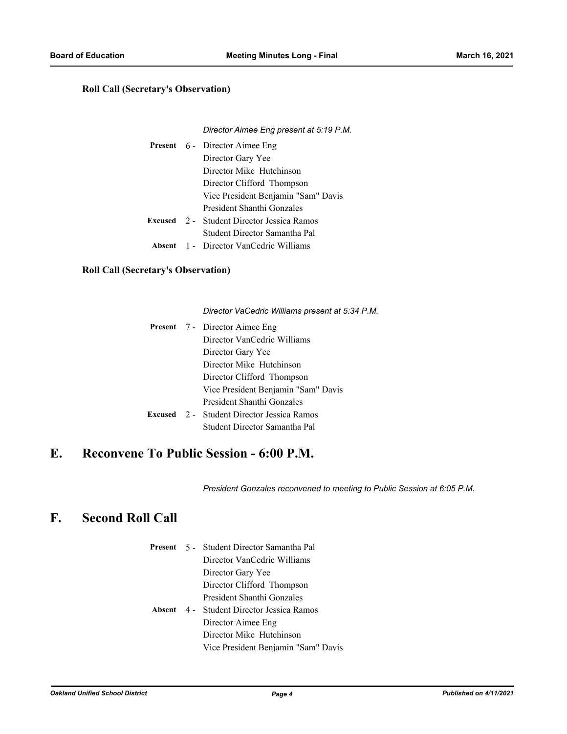**Roll Call (Secretary's Observation)**

*Director Aimee Eng present at 5:19 P.M.*

| | | |
|---|---|---|
| **Present** | 6 - | Director Aimee Eng |
| | | Director Gary Yee |
| | | Director Mike Hutchinson |
| | | Director Clifford Thompson |
| | | Vice President Benjamin "Sam" Davis |
| | | President Shanthi Gonzales |
| **Excused** | 2 - | Student Director Jessica Ramos |
| | | Student Director Samantha Pal |
| **Absent** | 1 - | Director VanCedric Williams |

**Roll Call (Secretary's Observation)**

*Director VaCedric Williams present at 5:34 P.M.*

| | | |
|---|---|---|
| **Present** | 7 - | Director Aimee Eng |
| | | Director VanCedric Williams |
| | | Director Gary Yee |
| | | Director Mike Hutchinson |
| | | Director Clifford Thompson |
| | | Vice President Benjamin "Sam" Davis |
| | | President Shanthi Gonzales |
| **Excused** | 2 - | Student Director Jessica Ramos |
| | | Student Director Samantha Pal |

# E. Reconvene To Public Session - 6:00 P.M.

*President Gonzales reconvened to meeting to Public Session at 6:05 P.M.*

# F. Second Roll Call

| | | |
|---|---|---|
| **Present** | 5 - | Student Director Samantha Pal |
| | | Director VanCedric Williams |
| | | Director Gary Yee |
| | | Director Clifford Thompson |
| | | President Shanthi Gonzales |
| **Absent** | 4 - | Student Director Jessica Ramos |
| | | Director Aimee Eng |
| | | Director Mike Hutchinson |
| | | Vice President Benjamin "Sam" Davis |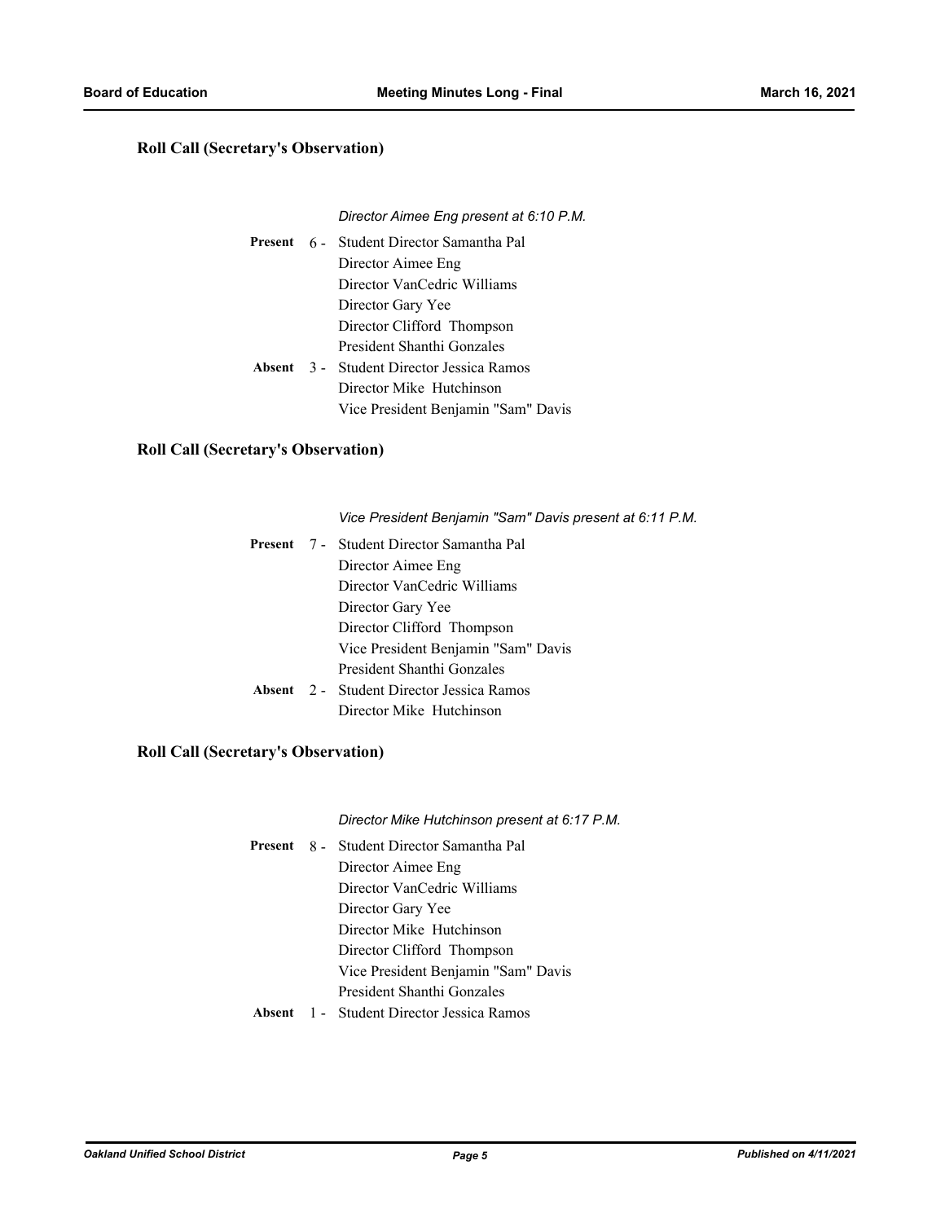**Roll Call (Secretary's Observation)**

*Director Aimee Eng present at 6:10 P.M.*

**Present** 6 - Student Director Samantha Pal
Director Aimee Eng
Director VanCedric Williams
Director Gary Yee
Director Clifford Thompson
President Shanthi Gonzales

**Absent** 3 - Student Director Jessica Ramos
Director Mike Hutchinson
Vice President Benjamin "Sam" Davis

**Roll Call (Secretary's Observation)**

*Vice President Benjamin "Sam" Davis present at 6:11 P.M.*

**Present** 7 - Student Director Samantha Pal
Director Aimee Eng
Director VanCedric Williams
Director Gary Yee
Director Clifford Thompson
Vice President Benjamin "Sam" Davis
President Shanthi Gonzales

**Absent** 2 - Student Director Jessica Ramos
Director Mike Hutchinson

**Roll Call (Secretary's Observation)**

*Director Mike Hutchinson present at 6:17 P.M.*

**Present** 8 - Student Director Samantha Pal
Director Aimee Eng
Director VanCedric Williams
Director Gary Yee
Director Mike Hutchinson
Director Clifford Thompson
Vice President Benjamin "Sam" Davis
President Shanthi Gonzales

**Absent** 1 - Student Director Jessica Ramos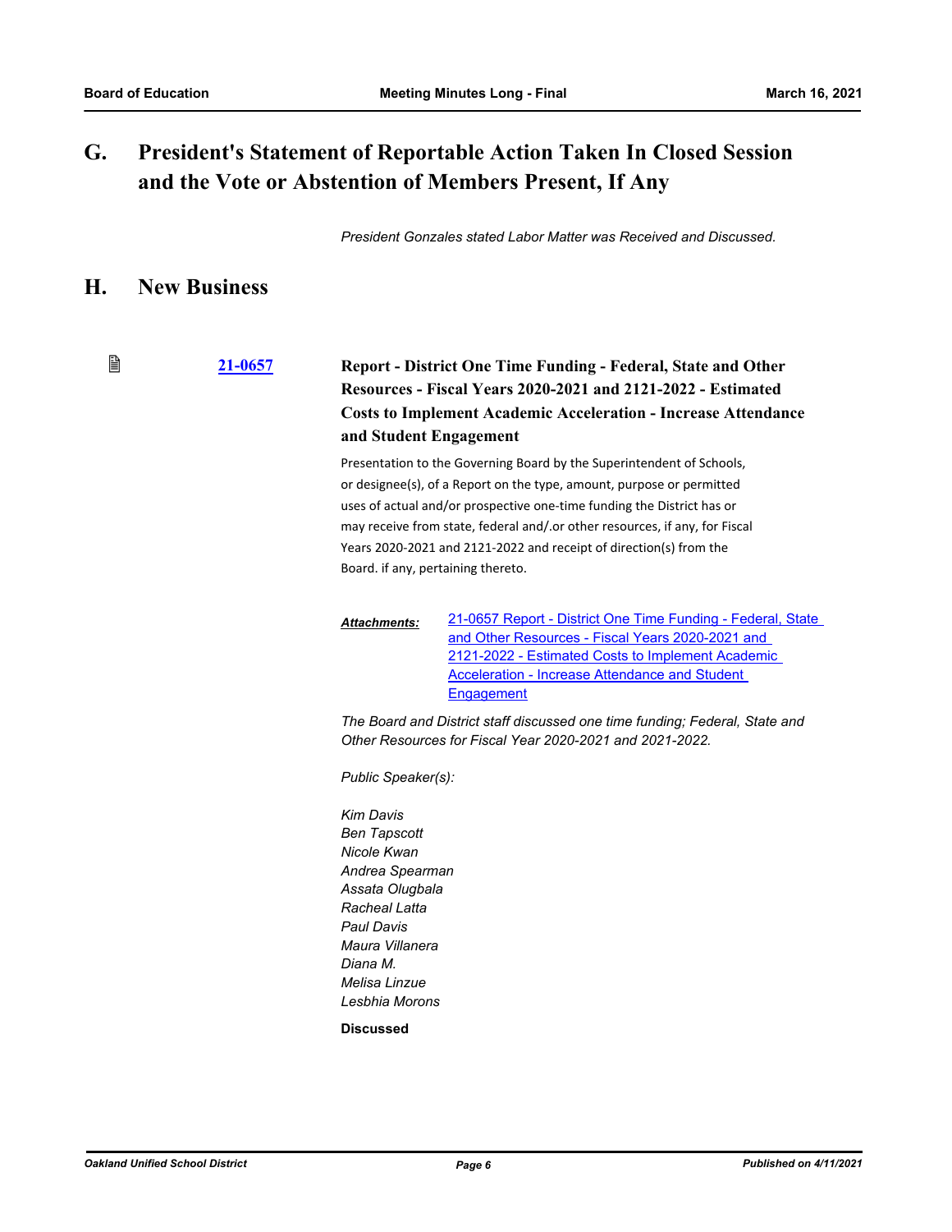## G. President's Statement of Reportable Action Taken In Closed Session and the Vote or Abstention of Members Present, If Any

*President Gonzales stated Labor Matter was Received and Discussed.*

## H. New Business

[21-0657](21-0657)

### Report - District One Time Funding - Federal, State and Other Resources - Fiscal Years 2020-2021 and 2121-2022 - Estimated Costs to Implement Academic Acceleration - Increase Attendance and Student Engagement

Presentation to the Governing Board by the Superintendent of Schools, or designee(s), of a Report on the type, amount, purpose or permitted uses of actual and/or prospective one-time funding the District has or may receive from state, federal and/.or other resources, if any, for Fiscal Years 2020-2021 and 2121-2022 and receipt of direction(s) from the Board. if any, pertaining thereto.

***Attachments:*** 21-0657 Report - District One Time Funding - Federal, State and Other Resources - Fiscal Years 2020-2021 and 2121-2022 - Estimated Costs to Implement Academic Acceleration - Increase Attendance and Student Engagement

*The Board and District staff discussed one time funding; Federal, State and Other Resources for Fiscal Year 2020-2021 and 2021-2022.*

*Public Speaker(s):*

*Kim Davis*
*Ben Tapscott*
*Nicole Kwan*
*Andrea Spearman*
*Assata Olugbala*
*Racheal Latta*
*Paul Davis*
*Maura Villanera*
*Diana M.*
*Melisa Linzue*
*Lesbhia Morons*

**Discussed**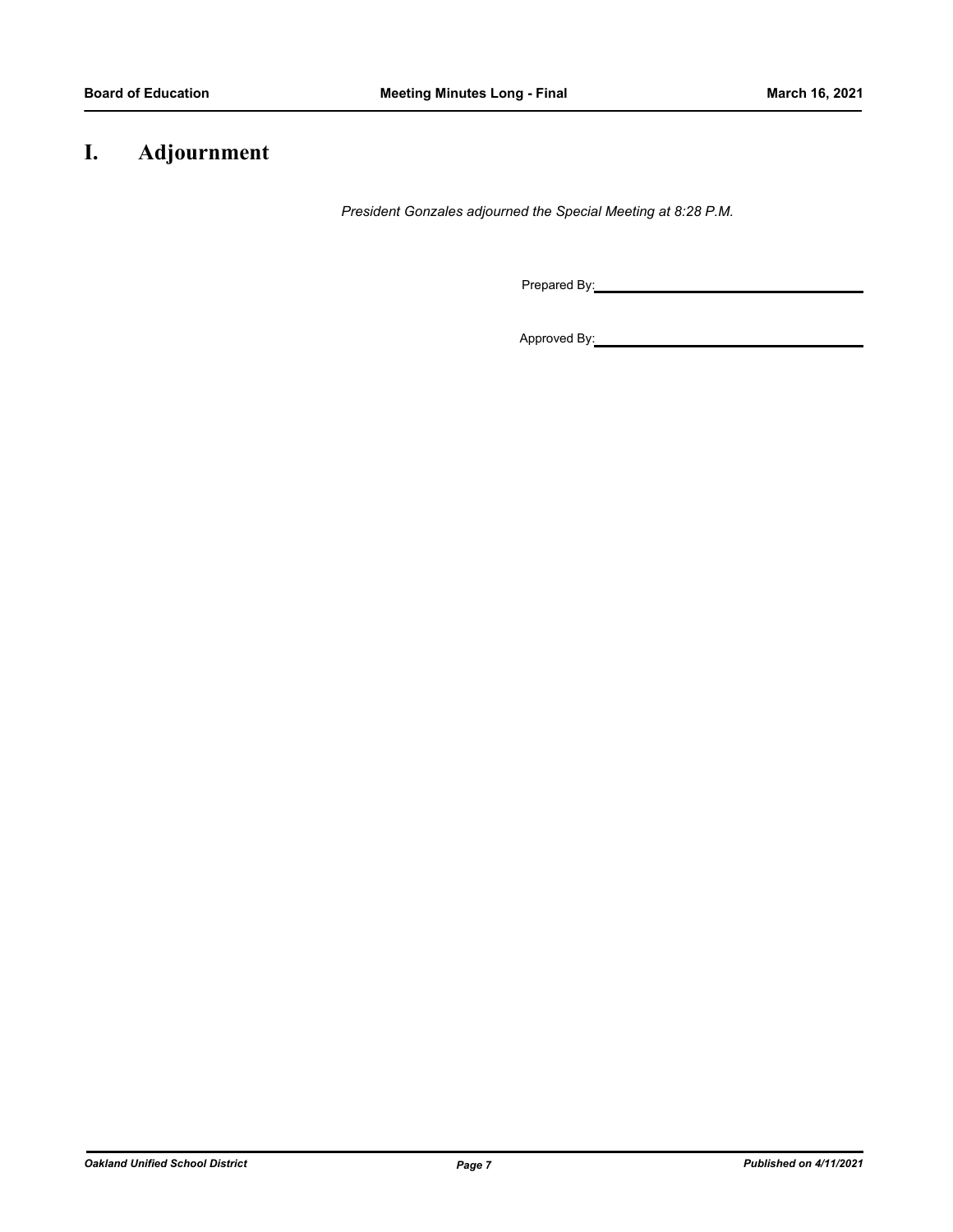# I. Adjournment

*President Gonzales adjourned the Special Meeting at 8:28 P.M.*

Prepared By: \_\_\_\_\_\_\_\_\_\_\_\_\_\_\_\_\_\_\_\_\_\_\_\_\_\_\_\_\_\_\_\_\_\_\_\_

Approved By: \_\_\_\_\_\_\_\_\_\_\_\_\_\_\_\_\_\_\_\_\_\_\_\_\_\_\_\_\_\_\_\_\_\_\_\_